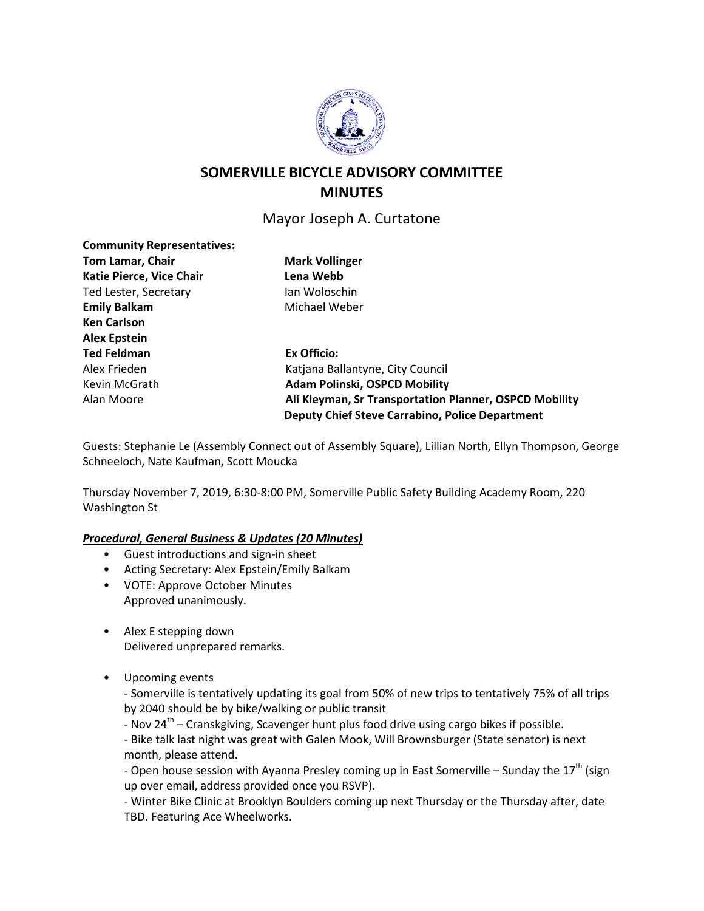# SOMERVILLE BICYCLE ADVISORY COMMITTEE
# MINUTES

Mayor Joseph A. Curtatone

**Community Representatives:**
**Tom Lamar, Chair**
**Katie Pierce, Vice Chair**
Ted Lester, Secretary
**Emily Balkam**
**Ken Carlson**
**Alex Epstein**
**Ted Feldman**
Alex Frieden
Kevin McGrath
Alan Moore
**Mark Vollinger**
**Lena Webb**
Ian Woloschin
Michael Weber

**Ex Officio:**
Katjana Ballantyne, City Council
**Adam Polinski, OSPCD Mobility**
**Ali Kleyman, Sr Transportation Planner, OSPCD Mobility**
**Deputy Chief Steve Carrabino, Police Department**

Guests: Stephanie Le (Assembly Connect out of Assembly Square), Lillian North, Ellyn Thompson, George Schneeloch, Nate Kaufman, Scott Moucka

Thursday November 7, 2019, 6:30-8:00 PM, Somerville Public Safety Building Academy Room, 220 Washington St

***Procedural, General Business & Updates (20 Minutes)***

- Guest introductions and sign-in sheet
- Acting Secretary: Alex Epstein/Emily Balkam
- VOTE: Approve October Minutes
  Approved unanimously.

- Alex E stepping down
  Delivered unprepared remarks.

- Upcoming events
  - Somerville is tentatively updating its goal from 50% of new trips to tentatively 75% of all trips by 2040 should be by bike/walking or public transit
  - Nov 24th – Cranskgiving, Scavenger hunt plus food drive using cargo bikes if possible.
  - Bike talk last night was great with Galen Mook, Will Brownsburger (State senator) is next month, please attend.
  - Open house session with Ayanna Presley coming up in East Somerville – Sunday the 17th (sign up over email, address provided once you RSVP).
  - Winter Bike Clinic at Brooklyn Boulders coming up next Thursday or the Thursday after, date TBD. Featuring Ace Wheelworks.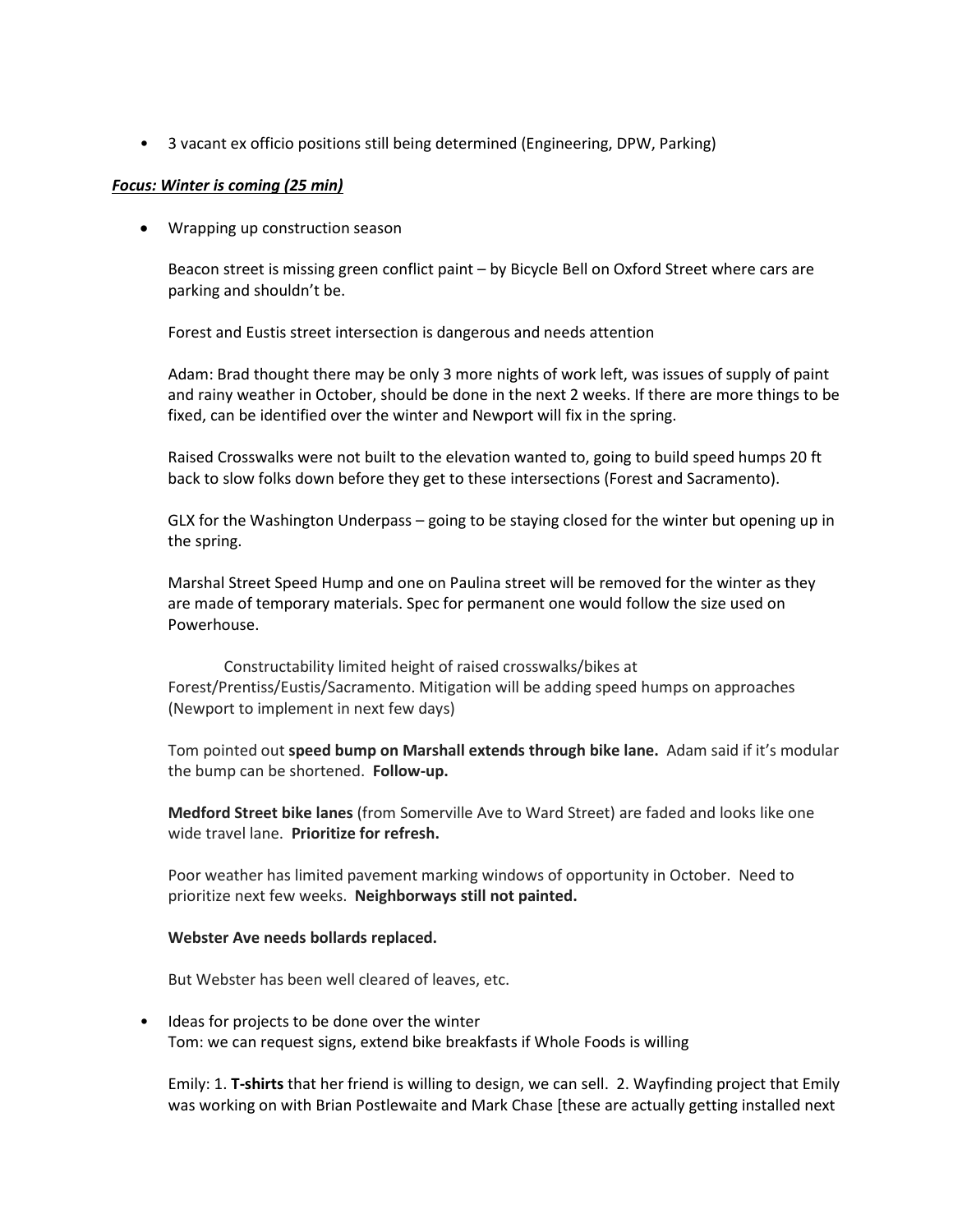- 3 vacant ex officio positions still being determined (Engineering, DPW, Parking)

***<u>Focus: Winter is coming (25 min)</u>***

- Wrapping up construction season

  Beacon street is missing green conflict paint – by Bicycle Bell on Oxford Street where cars are parking and shouldn't be.

  Forest and Eustis street intersection is dangerous and needs attention

  Adam: Brad thought there may be only 3 more nights of work left, was issues of supply of paint and rainy weather in October, should be done in the next 2 weeks. If there are more things to be fixed, can be identified over the winter and Newport will fix in the spring.

  Raised Crosswalks were not built to the elevation wanted to, going to build speed humps 20 ft back to slow folks down before they get to these intersections (Forest and Sacramento).

  GLX for the Washington Underpass – going to be staying closed for the winter but opening up in the spring.

  Marshal Street Speed Hump and one on Paulina street will be removed for the winter as they are made of temporary materials. Spec for permanent one would follow the size used on Powerhouse.

  Constructability limited height of raised crosswalks/bikes at Forest/Prentiss/Eustis/Sacramento. Mitigation will be adding speed humps on approaches (Newport to implement in next few days)

  Tom pointed out **speed bump on Marshall extends through bike lane.** Adam said if it's modular the bump can be shortened. **Follow-up.**

  **Medford Street bike lanes** (from Somerville Ave to Ward Street) are faded and looks like one wide travel lane. **Prioritize for refresh.**

  Poor weather has limited pavement marking windows of opportunity in October. Need to prioritize next few weeks. **Neighborways still not painted.**

  **Webster Ave needs bollards replaced.**

  But Webster has been well cleared of leaves, etc.

- Ideas for projects to be done over the winter
  Tom: we can request signs, extend bike breakfasts if Whole Foods is willing

  Emily: 1. **T-shirts** that her friend is willing to design, we can sell. 2. Wayfinding project that Emily was working on with Brian Postlewaite and Mark Chase [these are actually getting installed next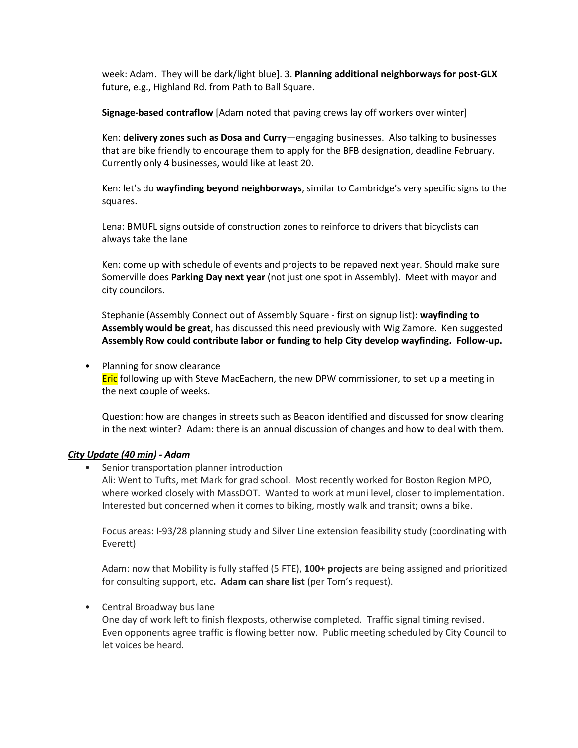week: Adam. They will be dark/light blue]. 3. **Planning additional neighborways for post-GLX** future, e.g., Highland Rd. from Path to Ball Square.

**Signage-based contraflow** [Adam noted that paving crews lay off workers over winter]

Ken: **delivery zones such as Dosa and Curry**—engaging businesses. Also talking to businesses that are bike friendly to encourage them to apply for the BFB designation, deadline February. Currently only 4 businesses, would like at least 20.

Ken: let's do **wayfinding beyond neighborways**, similar to Cambridge's very specific signs to the squares.

Lena: BMUFL signs outside of construction zones to reinforce to drivers that bicyclists can always take the lane

Ken: come up with schedule of events and projects to be repaved next year. Should make sure Somerville does **Parking Day next year** (not just one spot in Assembly). Meet with mayor and city councilors.

Stephanie (Assembly Connect out of Assembly Square - first on signup list): **wayfinding to Assembly would be great**, has discussed this need previously with Wig Zamore. Ken suggested **Assembly Row could contribute labor or funding to help City develop wayfinding. Follow-up.**

- Planning for snow clearance
  Eric following up with Steve MacEachern, the new DPW commissioner, to set up a meeting in the next couple of weeks.

  Question: how are changes in streets such as Beacon identified and discussed for snow clearing in the next winter? Adam: there is an annual discussion of changes and how to deal with them.

***City Update (40 min) - Adam***

- Senior transportation planner introduction
  Ali: Went to Tufts, met Mark for grad school. Most recently worked for Boston Region MPO, where worked closely with MassDOT. Wanted to work at muni level, closer to implementation. Interested but concerned when it comes to biking, mostly walk and transit; owns a bike.

  Focus areas: I-93/28 planning study and Silver Line extension feasibility study (coordinating with Everett)

  Adam: now that Mobility is fully staffed (5 FTE), **100+ projects** are being assigned and prioritized for consulting support, etc**. Adam can share list** (per Tom's request).

- Central Broadway bus lane
  One day of work left to finish flexposts, otherwise completed. Traffic signal timing revised. Even opponents agree traffic is flowing better now. Public meeting scheduled by City Council to let voices be heard.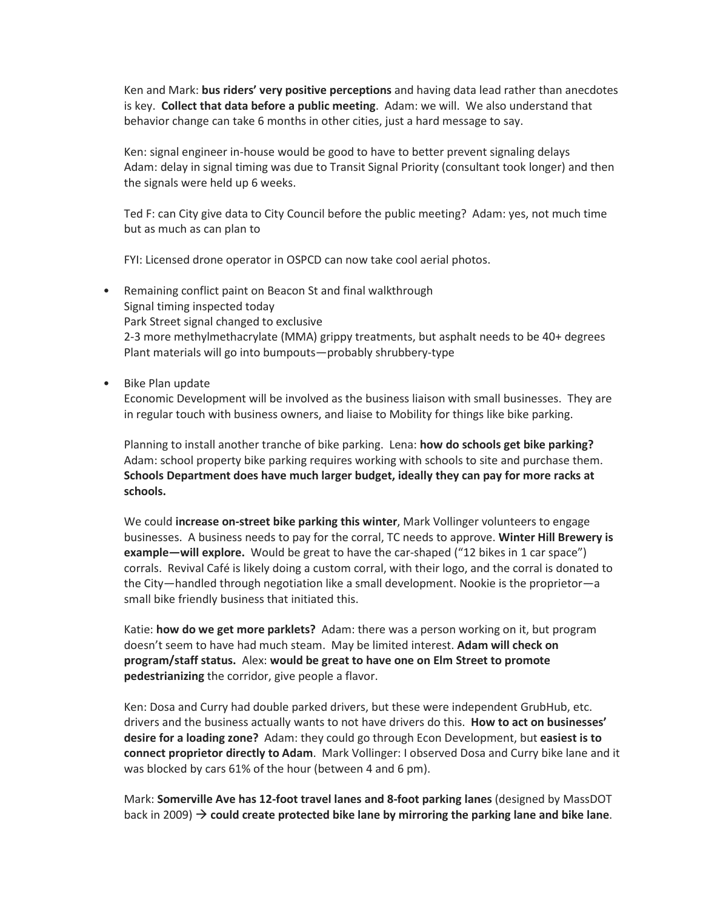Ken and Mark: **bus riders' very positive perceptions** and having data lead rather than anecdotes is key. **Collect that data before a public meeting**. Adam: we will. We also understand that behavior change can take 6 months in other cities, just a hard message to say.

Ken: signal engineer in-house would be good to have to better prevent signaling delays
Adam: delay in signal timing was due to Transit Signal Priority (consultant took longer) and then the signals were held up 6 weeks.

Ted F: can City give data to City Council before the public meeting? Adam: yes, not much time but as much as can plan to

FYI: Licensed drone operator in OSPCD can now take cool aerial photos.

- Remaining conflict paint on Beacon St and final walkthrough
  Signal timing inspected today
  Park Street signal changed to exclusive
  2-3 more methylmethacrylate (MMA) grippy treatments, but asphalt needs to be 40+ degrees
  Plant materials will go into bumpouts—probably shrubbery-type

- Bike Plan update
  Economic Development will be involved as the business liaison with small businesses. They are in regular touch with business owners, and liaise to Mobility for things like bike parking.

  Planning to install another tranche of bike parking. Lena: **how do schools get bike parking?** Adam: school property bike parking requires working with schools to site and purchase them. **Schools Department does have much larger budget, ideally they can pay for more racks at schools.**

  We could **increase on-street bike parking this winter**, Mark Vollinger volunteers to engage businesses. A business needs to pay for the corral, TC needs to approve. **Winter Hill Brewery is example—will explore.** Would be great to have the car-shaped ("12 bikes in 1 car space") corrals. Revival Café is likely doing a custom corral, with their logo, and the corral is donated to the City—handled through negotiation like a small development. Nookie is the proprietor—a small bike friendly business that initiated this.

  Katie: **how do we get more parklets?** Adam: there was a person working on it, but program doesn't seem to have had much steam. May be limited interest. **Adam will check on program/staff status.** Alex: **would be great to have one on Elm Street to promote pedestrianizing** the corridor, give people a flavor.

  Ken: Dosa and Curry had double parked drivers, but these were independent GrubHub, etc. drivers and the business actually wants to not have drivers do this. **How to act on businesses' desire for a loading zone?** Adam: they could go through Econ Development, but **easiest is to connect proprietor directly to Adam**. Mark Vollinger: I observed Dosa and Curry bike lane and it was blocked by cars 61% of the hour (between 4 and 6 pm).

  Mark: **Somerville Ave has 12-foot travel lanes and 8-foot parking lanes** (designed by MassDOT back in 2009) → **could create protected bike lane by mirroring the parking lane and bike lane**.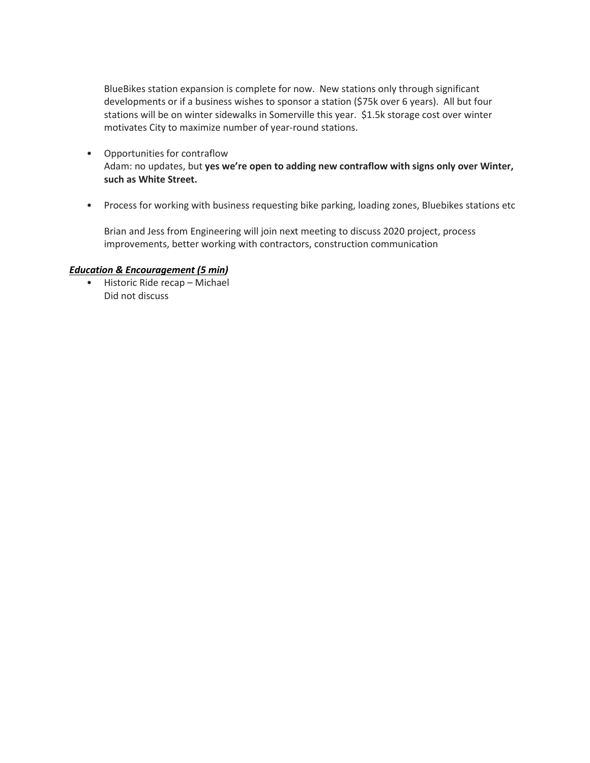BlueBikes station expansion is complete for now. New stations only through significant developments or if a business wishes to sponsor a station ($75k over 6 years). All but four stations will be on winter sidewalks in Somerville this year. $1.5k storage cost over winter motivates City to maximize number of year-round stations.

- Opportunities for contraflow
  Adam: no updates, but **yes we're open to adding new contraflow with signs only over Winter, such as White Street.**

- Process for working with business requesting bike parking, loading zones, Bluebikes stations etc

  Brian and Jess from Engineering will join next meeting to discuss 2020 project, process improvements, better working with contractors, construction communication

***Education & Encouragement (5 min)***

- Historic Ride recap – Michael
  Did not discuss